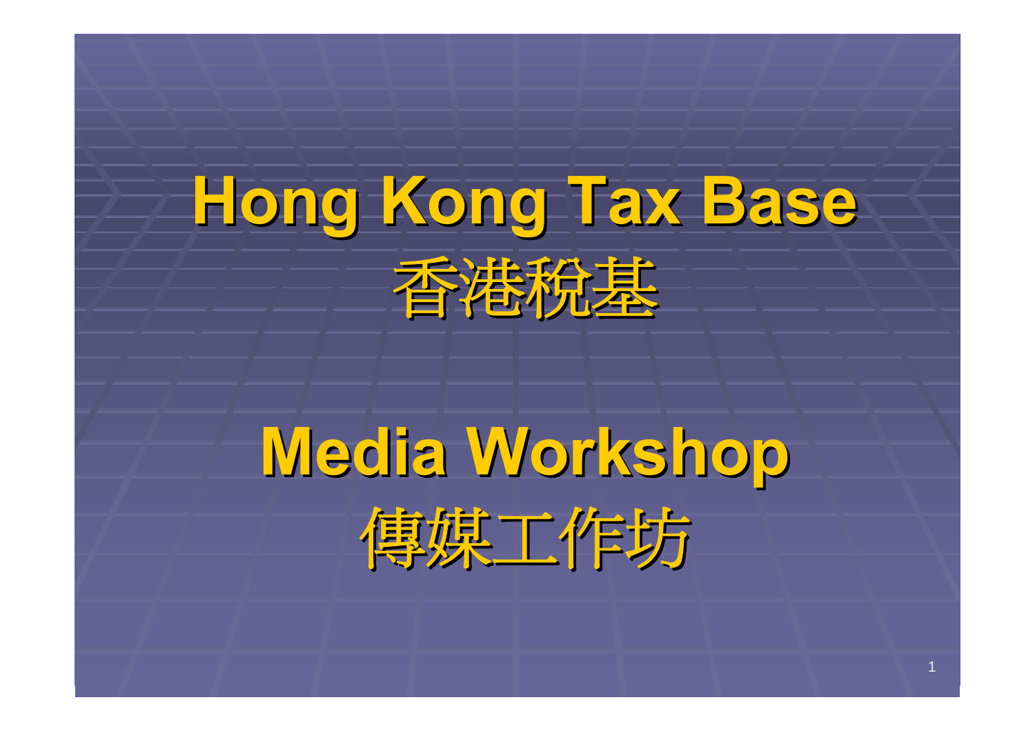# Hong Kong Tax Base
# 香港稅基

# Media Workshop
# 傳媒工作坊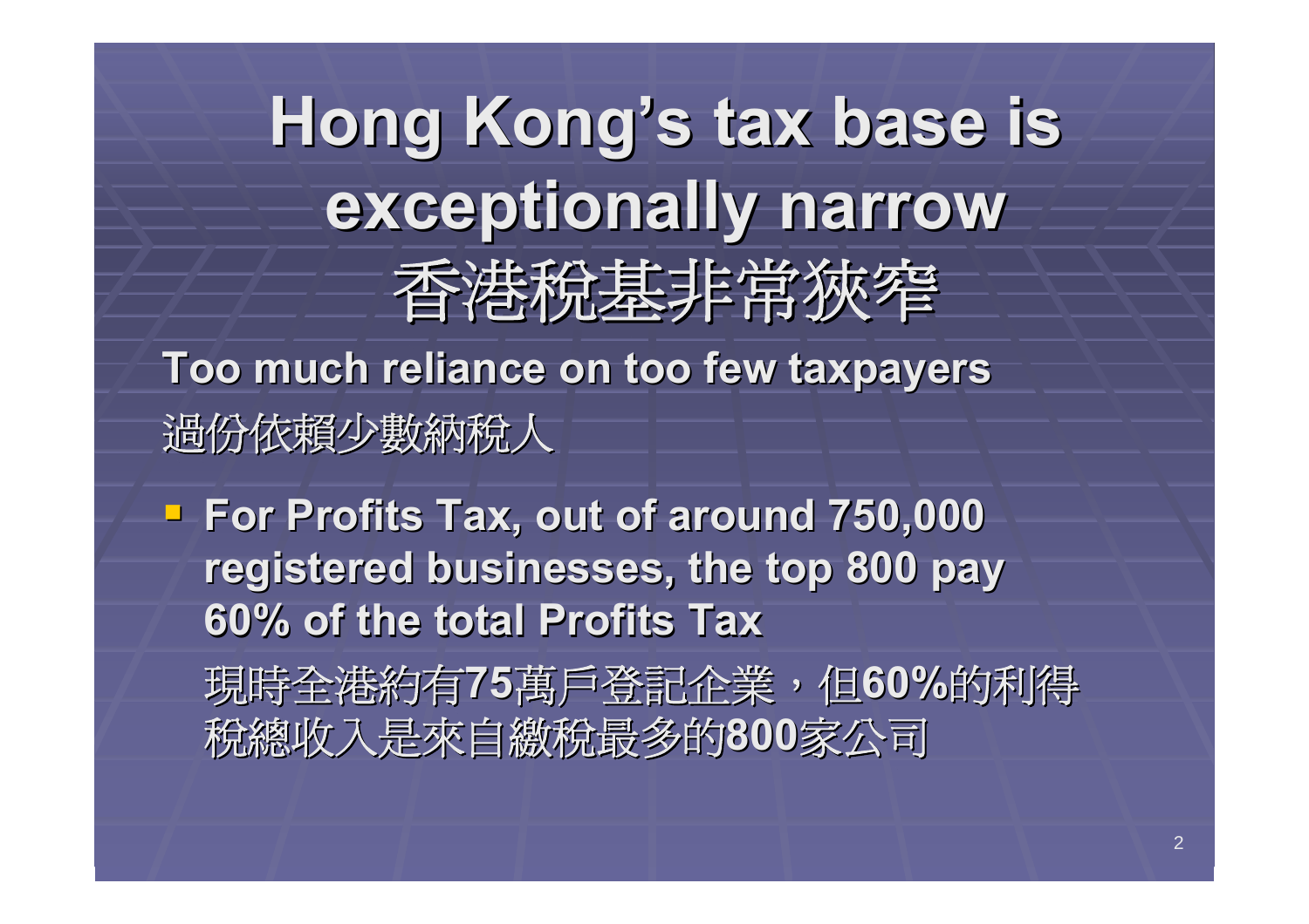# Hong Kong's tax base is exceptionally narrow
# 香港稅基非常狹窄

**Too much reliance on too few taxpayers**

過份依賴少數納稅人

- **For Profits Tax, out of around 750,000 registered businesses, the top 800 pay 60% of the total Profits Tax**

  現時全港約有**75**萬戶登記企業，但**60%**的利得稅總收入是來自繳稅最多的**800**家公司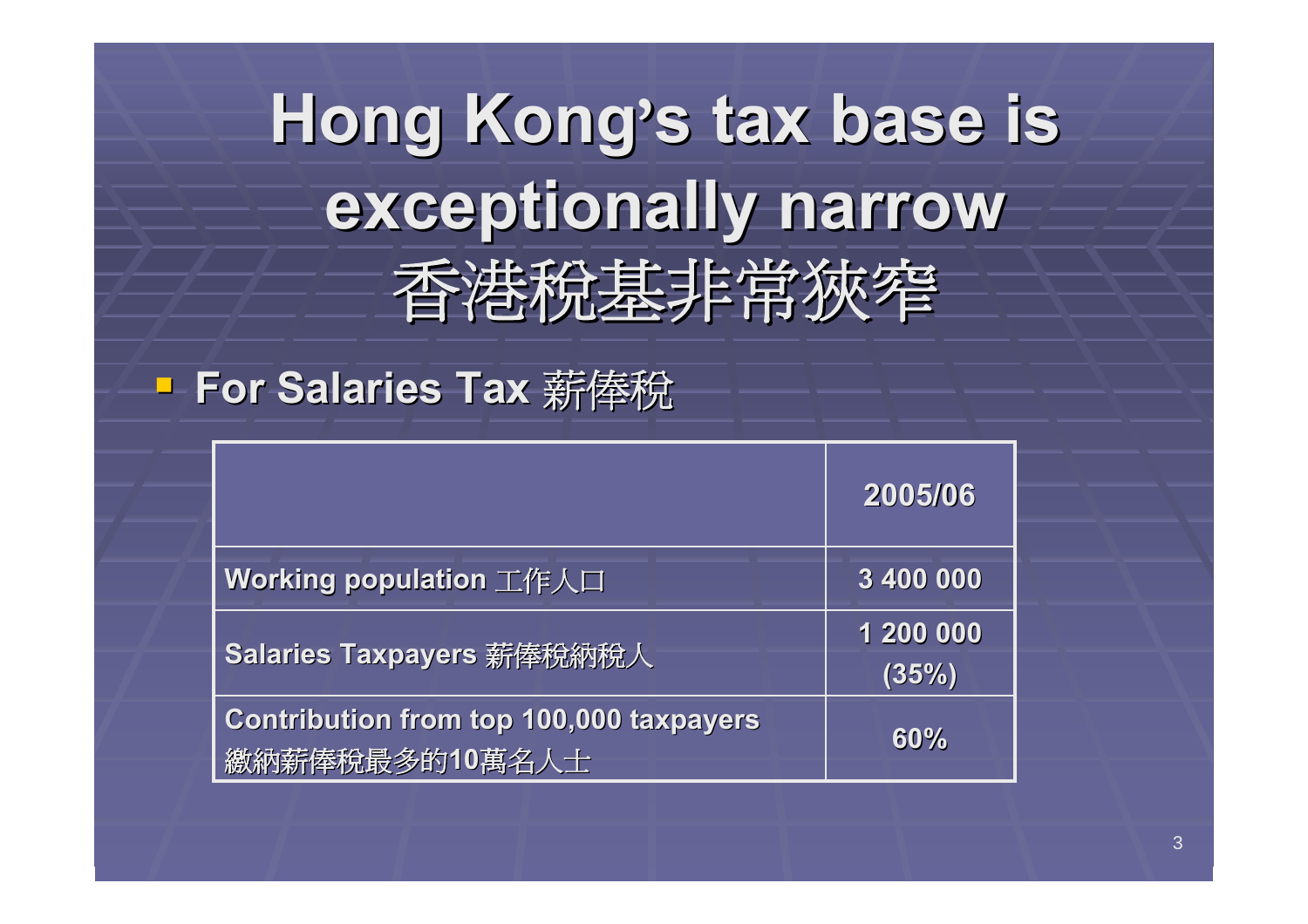# Hong Kong's tax base is exceptionally narrow 香港稅基非常狹窄

- **For Salaries Tax 薪俸稅**

| | 2005/06 |
|---|---|
| Working population 工作人口 | 3 400 000 |
| Salaries Taxpayers 薪俸稅納稅人 | 1 200 000 (35%) |
| Contribution from top 100,000 taxpayers 繳納薪俸稅最多的10萬名人士 | 60% |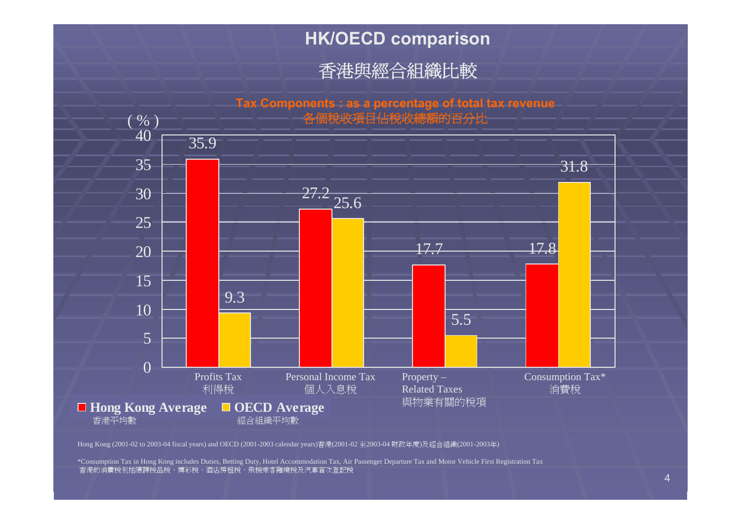# HK/OECD comparison

# 香港與經合組織比較

**Tax Components : as a percentage of total tax revenue**
**各個稅收項目佔稅收總額的百分比**

| (%) | Hong Kong Average 香港平均數 | OECD Average 經合組織平均數 |
|---|---|---|
| Profits Tax 利得稅 | 35.9 | 9.3 |
| Personal Income Tax 個人入息稅 | 27.2 | 25.6 |
| Property – Related Taxes 與物業有關的稅項 | 17.7 | 5.5 |
| Consumption Tax* 消費稅 | 17.8 | 31.8 |

Hong Kong (2001-02 to 2003-04 fiscal years) and OECD (2001-2003 calendar years)香港(2001-02 至2003-04 財政年度)及經合組織(2001-2003年)

*Consumption Tax in Hong Kong includes Duties, Betting Duty, Hotel Accommodation Tax, Air Passenger Departure Tax and Motor Vehicle First Registration Tax
香港的消費稅包括應課稅品稅、博彩稅、酒店房租稅、飛機乘客離境稅及汽車首次登記稅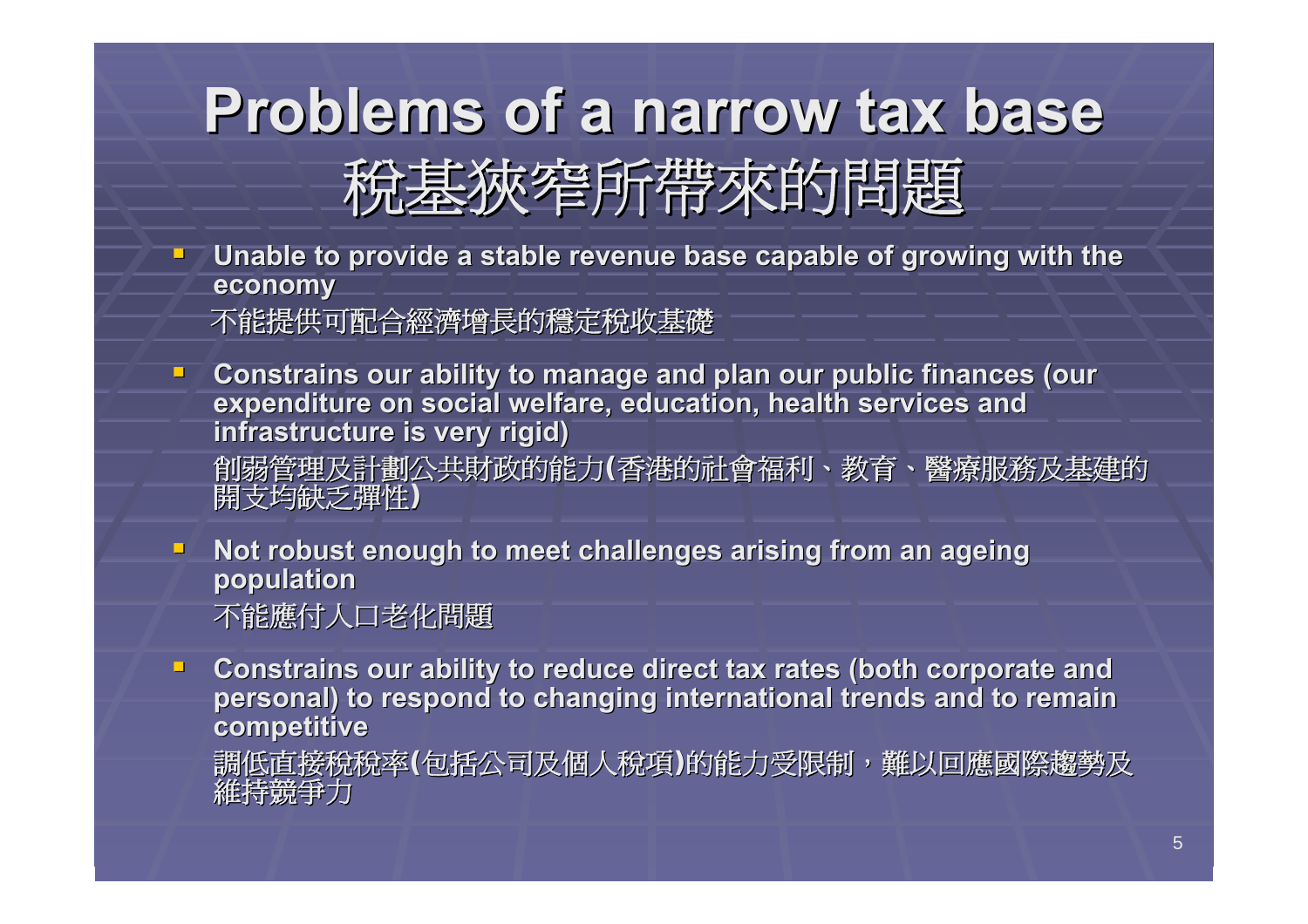# Problems of a narrow tax base
# 稅基狹窄所帶來的問題

- **Unable to provide a stable revenue base capable of growing with the economy**
  不能提供可配合經濟增長的穩定稅收基礎

- **Constrains our ability to manage and plan our public finances (our expenditure on social welfare, education, health services and infrastructure is very rigid)**
  削弱管理及計劃公共財政的能力**(**香港的社會福利、教育、醫療服務及基建的開支均缺乏彈性**)**

- **Not robust enough to meet challenges arising from an ageing population**
  不能應付人口老化問題

- **Constrains our ability to reduce direct tax rates (both corporate and personal) to respond to changing international trends and to remain competitive**
  調低直接稅稅率**(**包括公司及個人稅項**)**的能力受限制，難以回應國際趨勢及維持競爭力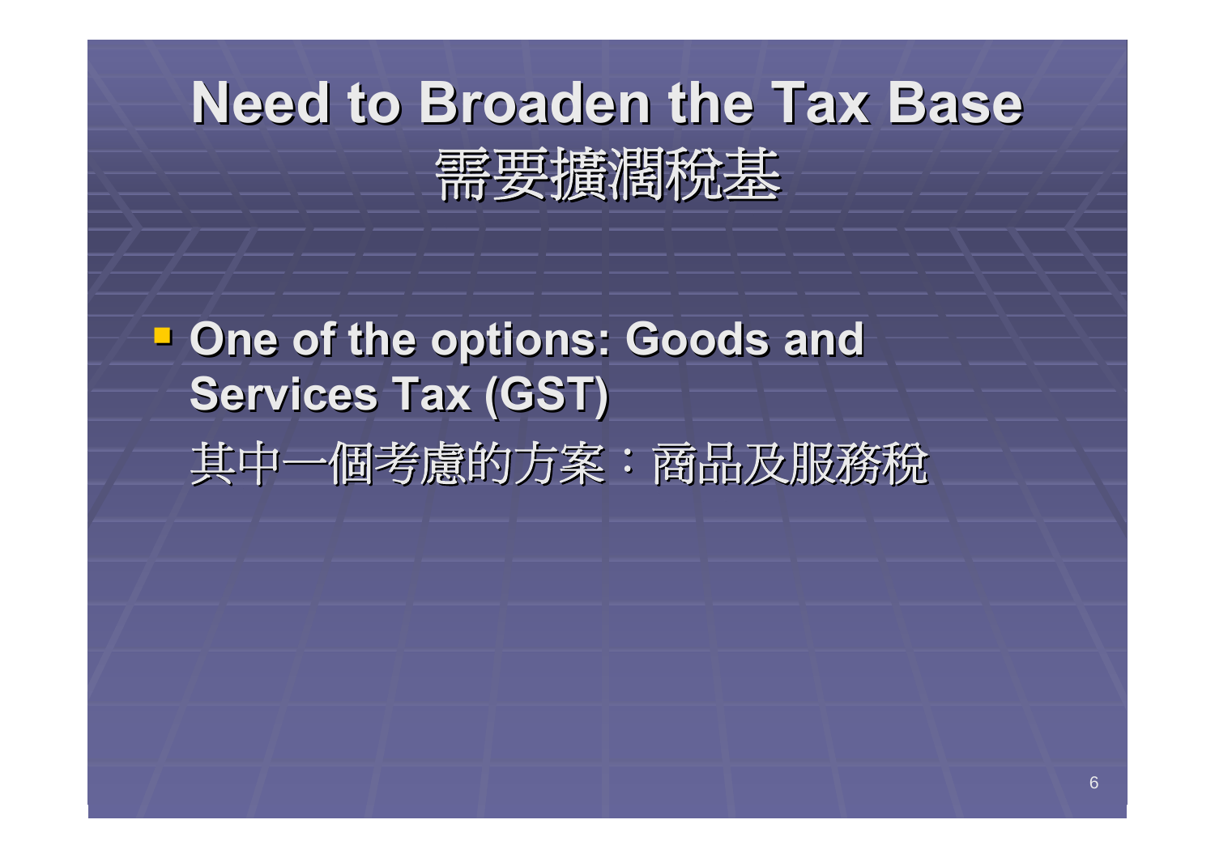# Need to Broaden the Tax Base
# 需要擴潤稅基

- **One of the options: Goods and Services Tax (GST)**
  其中一個考慮的方案：商品及服務稅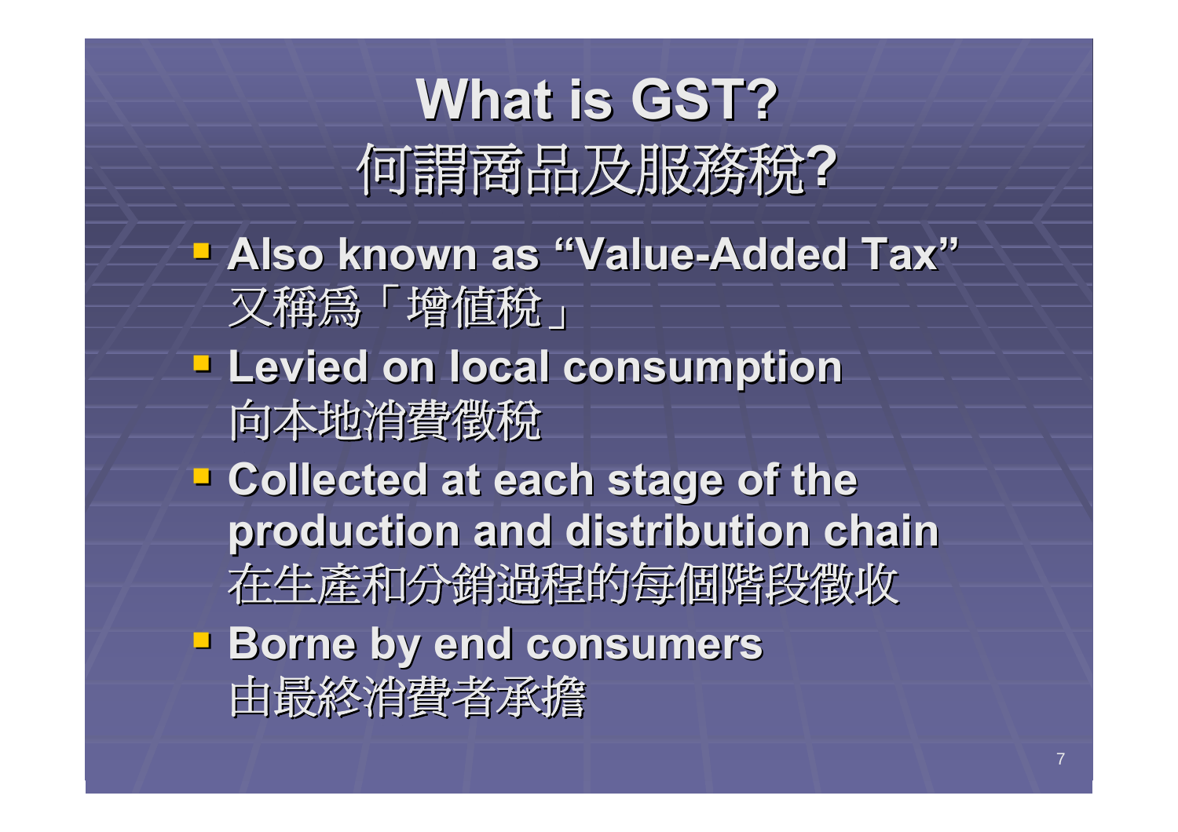# What is GST?
# 何謂商品及服務稅?

- **Also known as "Value-Added Tax"**
  又稱爲「增値稅」
- **Levied on local consumption**
  向本地消費徵稅
- **Collected at each stage of the production and distribution chain**
  在生產和分銷過程的每個階段徵收
- **Borne by end consumers**
  由最終消費者承擔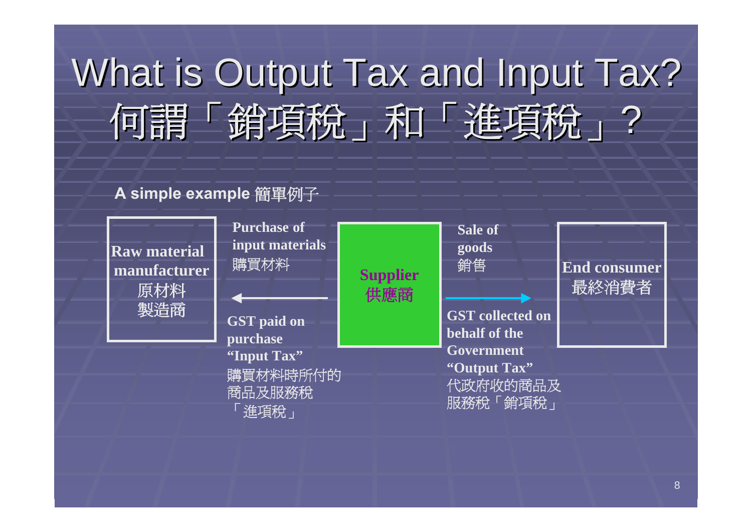# What is Output Tax and Input Tax?
# 何謂「銷項稅」和「進項稅」?

**A simple example** 簡單例子

**Raw material manufacturer**
原材料製造商

**Purchase of input materials**
購買材料

←

**GST paid on purchase "Input Tax"**
購買材料時所付的商品及服務稅「進項稅」

**Supplier**
供應商

**Sale of goods**
銷售

→

**GST collected on behalf of the Government "Output Tax"**
代政府收的商品及服務稅「銷項稅」

**End consumer**
最終消費者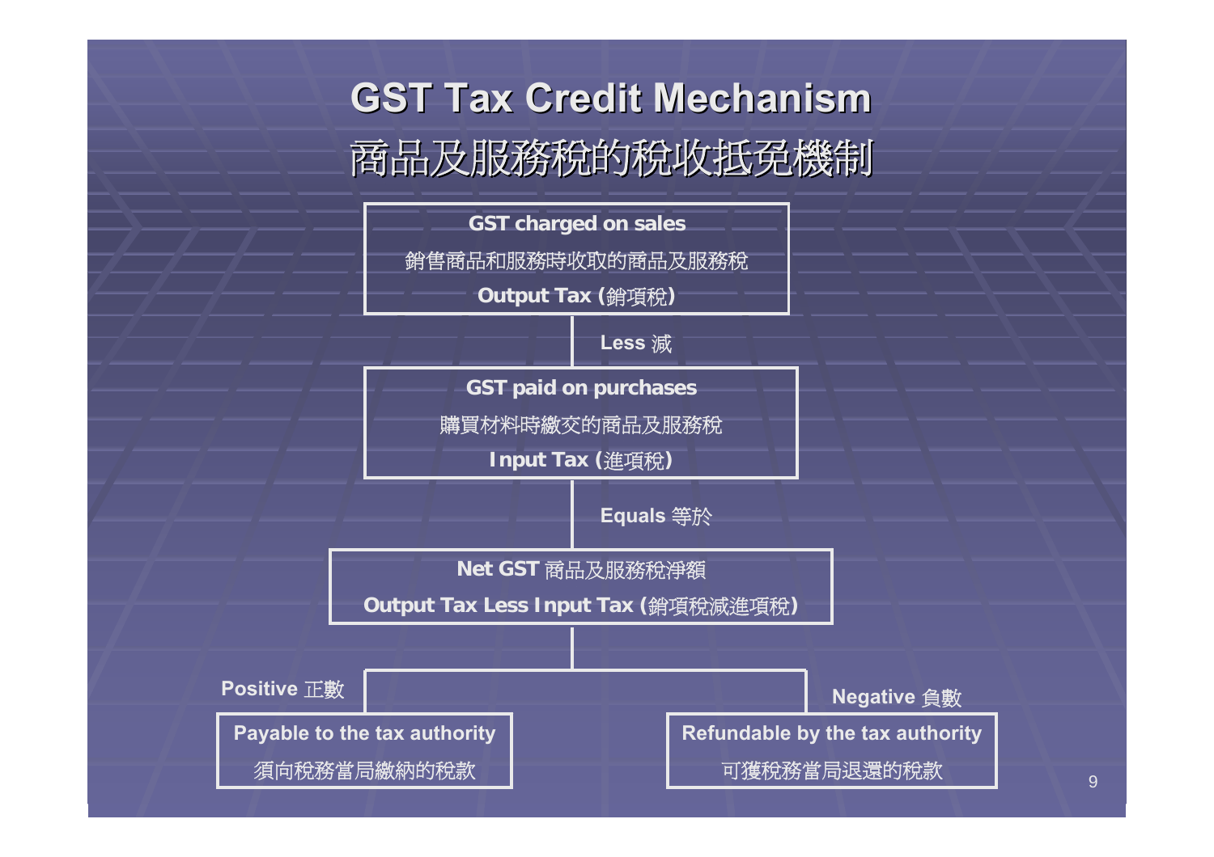# GST Tax Credit Mechanism

# 商品及服務稅的稅收抵免機制

**GST charged on sales**

銷售商品和服務時收取的商品及服務稅

**Output Tax (銷項稅)**

**Less 減**

**GST paid on purchases**

購買材料時繳交的商品及服務稅

**Input Tax (進項稅)**

**Equals 等於**

**Net GST 商品及服務稅淨額**

**Output Tax Less Input Tax (銷項稅減進項稅)**

**Positive 正數**

**Payable to the tax authority**

須向稅務當局繳納的稅款

**Negative 負數**

**Refundable by the tax authority**

可獲稅務當局退還的稅款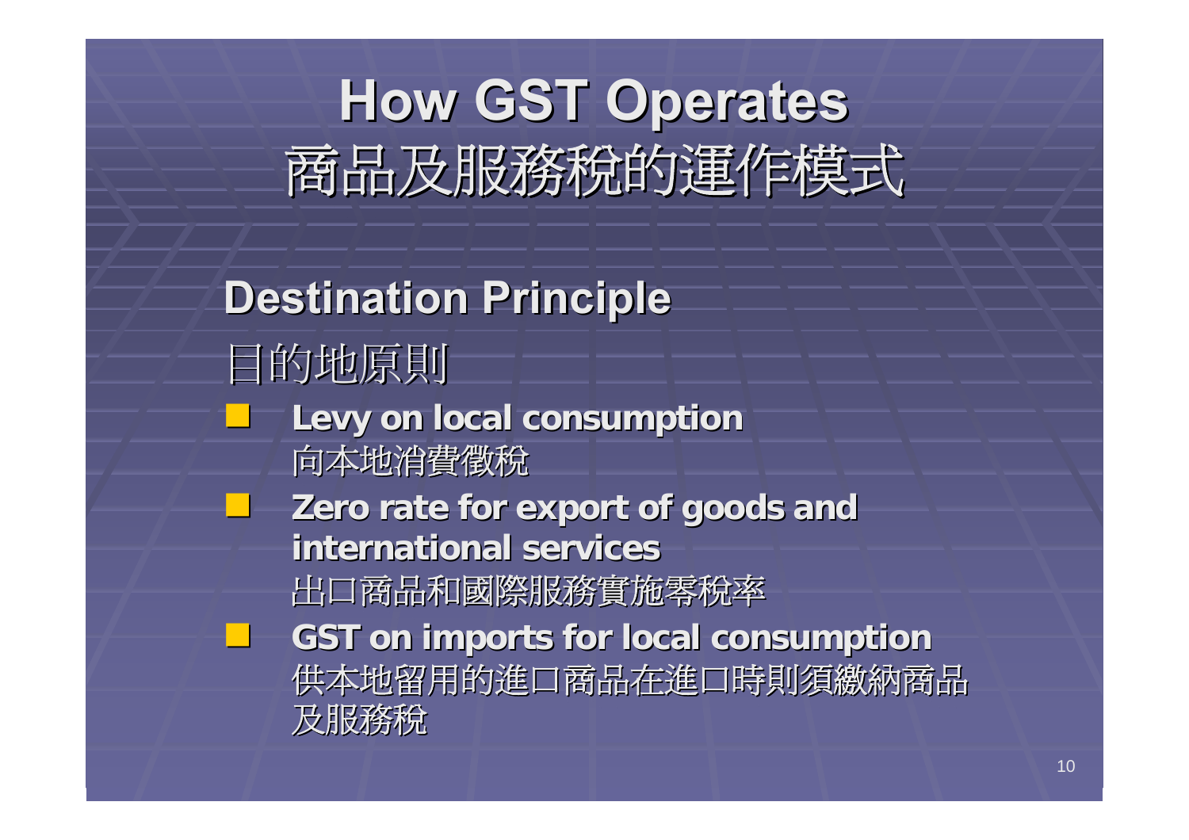# How GST Operates
# 商品及服務稅的運作模式

## Destination Principle
## 目的地原則

- **Levy on local consumption**
  向本地消費徵稅
- **Zero rate for export of goods and international services**
  出口商品和國際服務實施零稅率
- **GST on imports for local consumption**
  供本地留用的進口商品在進口時則須繳納商品及服務稅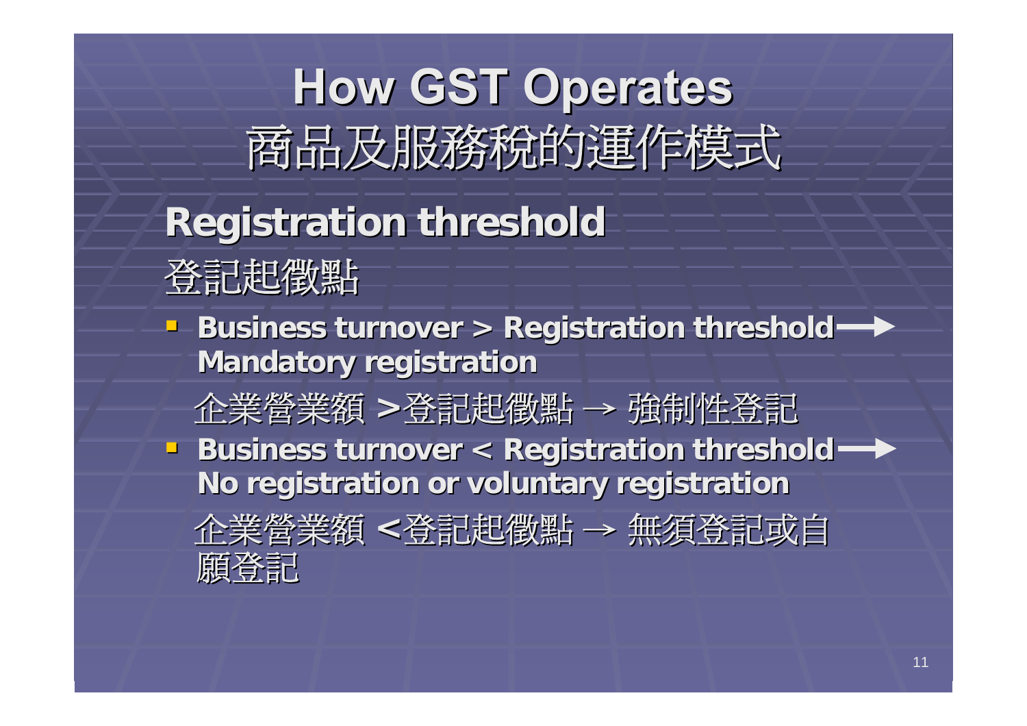# How GST Operates
# 商品及服務稅的運作模式

## Registration threshold
## 登記起徵點

- **Business turnover > Registration threshold → Mandatory registration**

  企業營業額 **>**登記起徵點 → 強制性登記

- **Business turnover < Registration threshold → No registration or voluntary registration**

  企業營業額 **<**登記起徵點 → 無須登記或自願登記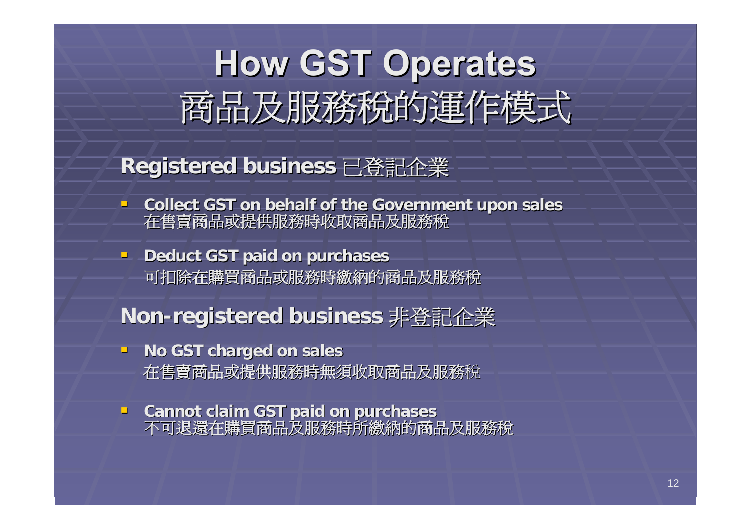# How GST Operates
# 商品及服務稅的運作模式

## Registered business 已登記企業

- **Collect GST on behalf of the Government upon sales**
  在售賣商品或提供服務時收取商品及服務稅
- **Deduct GST paid on purchases**
  可扣除在購買商品或服務時繳納的商品及服務稅

## Non-registered business 非登記企業

- **No GST charged on sales**
  在售賣商品或提供服務時無須收取商品及服務稅
- **Cannot claim GST paid on purchases**
  不可退還在購買商品及服務時所繳納的商品及服務稅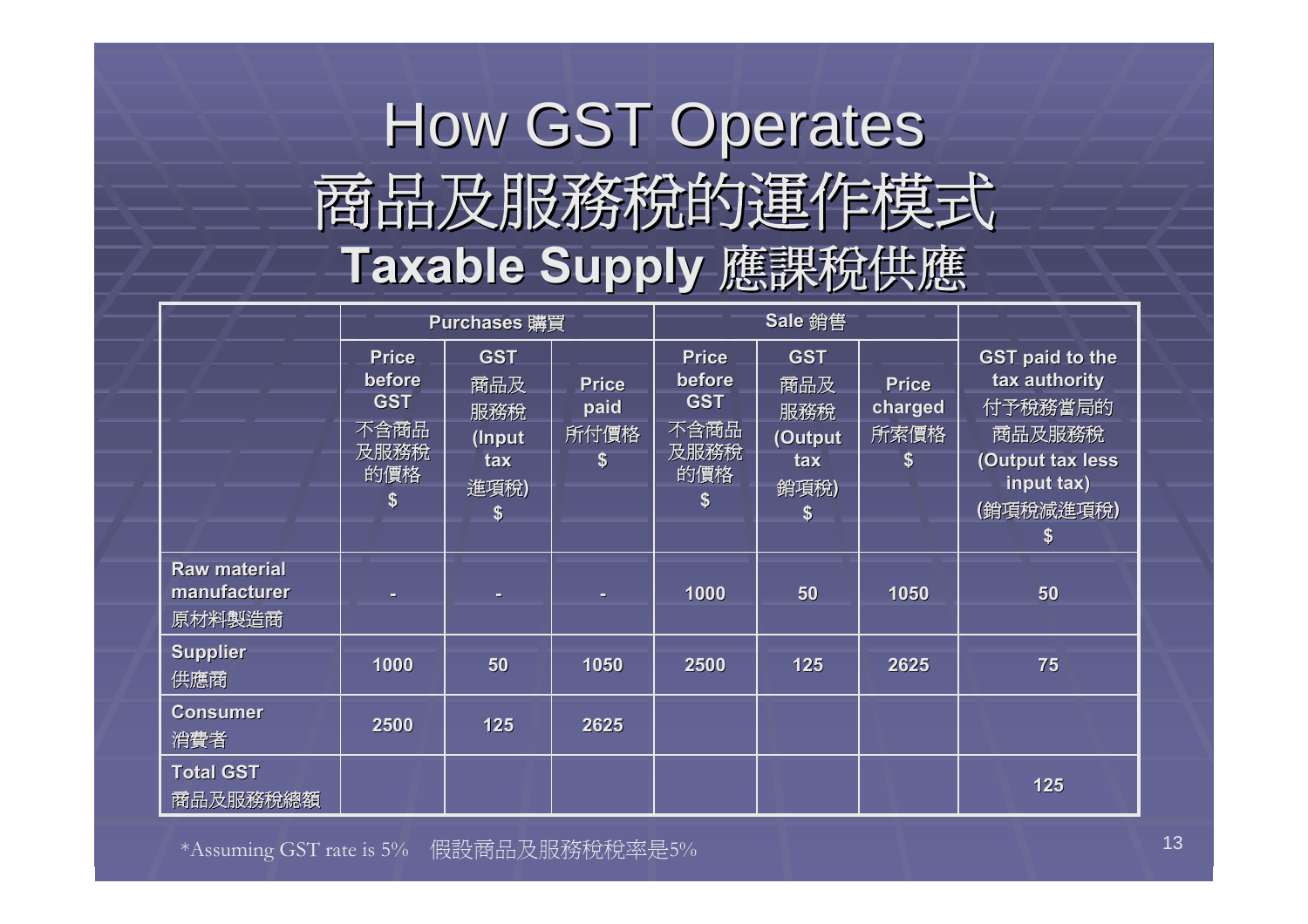# How GST Operates
# 商品及服務稅的運作模式
## Taxable Supply 應課稅供應

| | Purchases 購買 | | | Sale 銷售 | | | GST paid to the tax authority 付予稅務當局的商品及服務稅 (Output tax less input tax) (銷項稅減進項稅) $ |
|---|---|---|---|---|---|---|---|
| | Price before GST 不含商品及服務稅的價格 $ | GST 商品及服務稅 (Input tax 進項稅) $ | Price paid 所付價格 $ | Price before GST 不含商品及服務稅的價格 $ | GST 商品及服務稅 (Output tax 銷項稅) $ | Price charged 所索價格 $ | |
| Raw material manufacturer 原材料製造商 | - | - | - | 1000 | 50 | 1050 | 50 |
| Supplier 供應商 | 1000 | 50 | 1050 | 2500 | 125 | 2625 | 75 |
| Consumer 消費者 | 2500 | 125 | 2625 | | | | |
| Total GST 商品及服務稅總額 | | | | | | | 125 |

*Assuming GST rate is 5% 假設商品及服務稅稅率是5%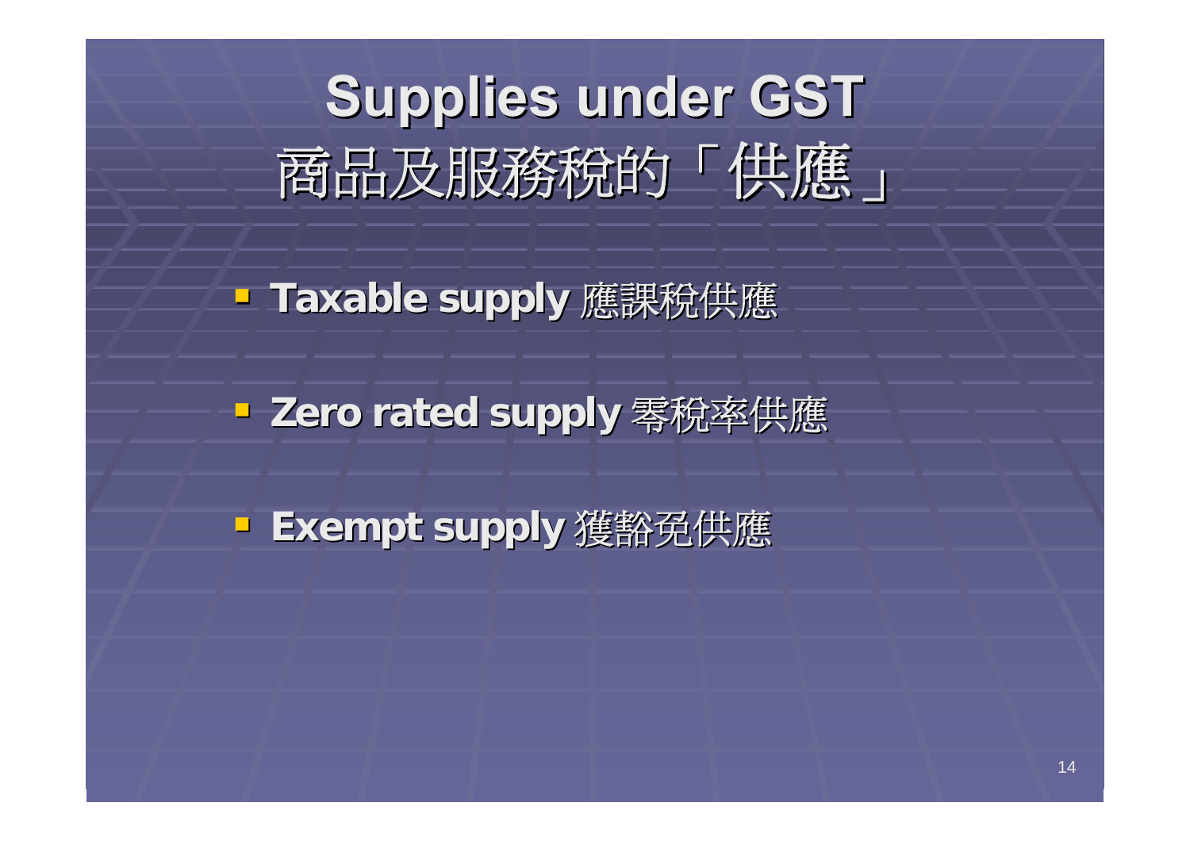# Supplies under GST
# 商品及服務稅的「供應」

- **Taxable supply** 應課稅供應
- **Zero rated supply** 零稅率供應
- **Exempt supply** 獲豁免供應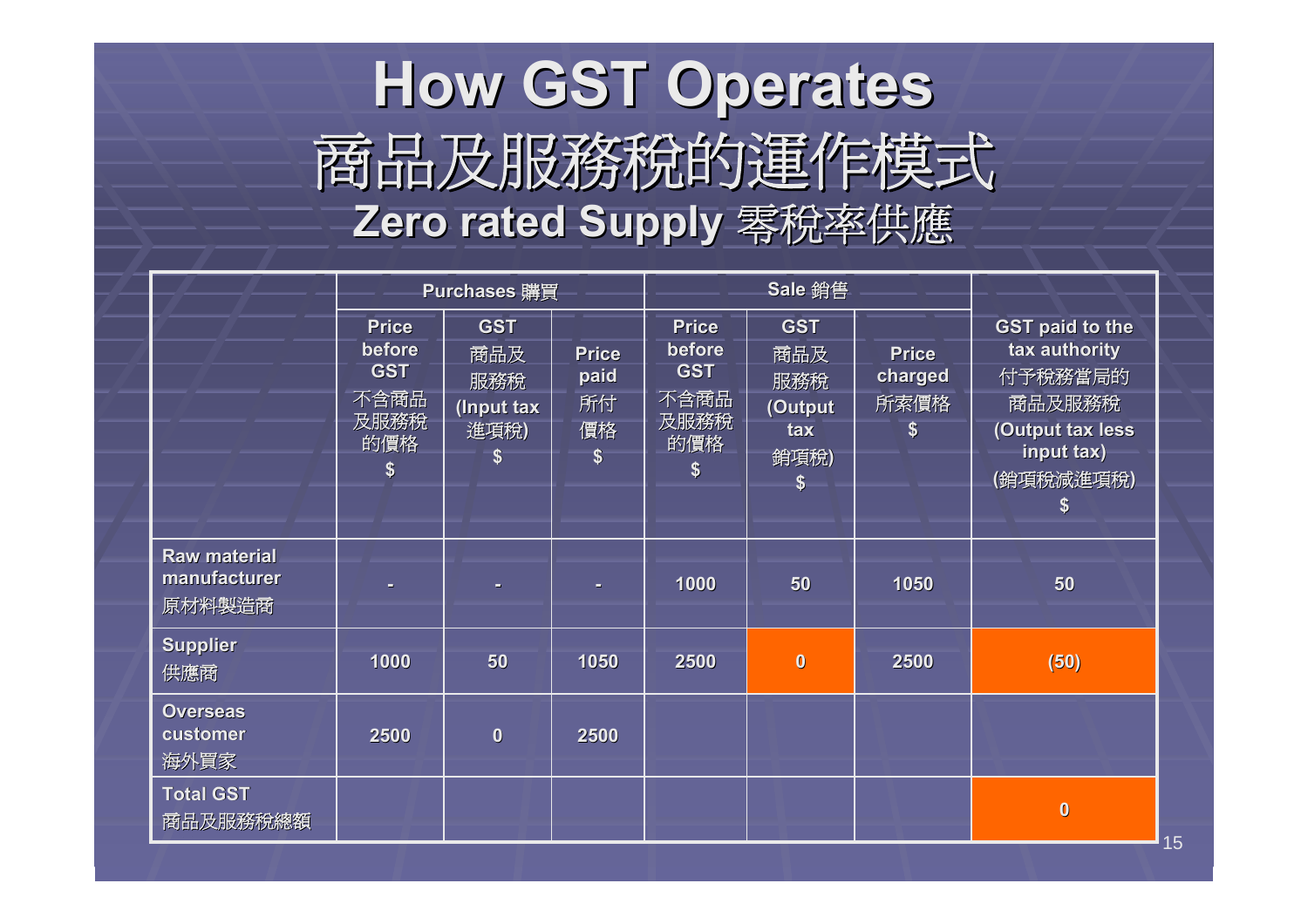# How GST Operates
# 商品及服務稅的運作模式
## Zero rated Supply 零稅率供應

| | Purchases 購買 | | | Sale 銷售 | | | |
|---|---|---|---|---|---|---|---|
| | Price before GST 不含商品及服務稅的價格 $ | GST 商品及服務稅 (Input tax 進項稅) $ | Price paid 所付價格 $ | Price before GST 不含商品及服務稅的價格 $ | GST 商品及服務稅 (Output tax 銷項稅) $ | Price charged 所索價格 $ | GST paid to the tax authority 付予稅務當局的商品及服務稅 (Output tax less input tax) (銷項稅減進項稅) $ |
| Raw material manufacturer 原材料製造商 | - | - | - | 1000 | 50 | 1050 | 50 |
| Supplier 供應商 | 1000 | 50 | 1050 | 2500 | 0 | 2500 | (50) |
| Overseas customer 海外買家 | 2500 | 0 | 2500 | | | | |
| Total GST 商品及服務稅總額 | | | | | | | 0 |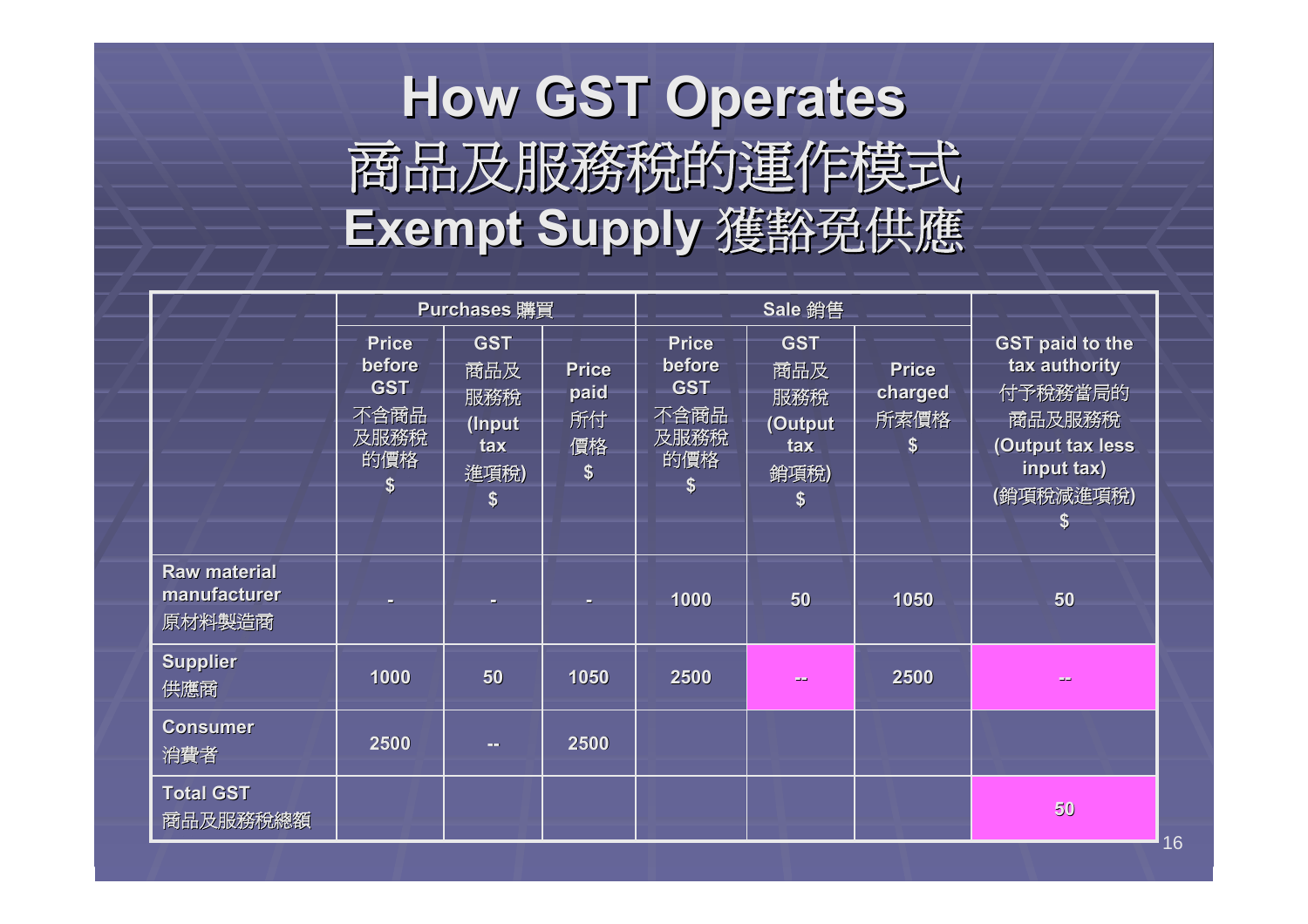# How GST Operates
# 商品及服務稅的運作模式
## Exempt Supply 獲豁免供應

| | Purchases 購買 | | | Sale 銷售 | | | |
|---|---|---|---|---|---|---|---|
| | Price before GST 不含商品及服務稅的價格 $ | GST 商品及服務稅 (Input tax 進項稅) $ | Price paid 所付價格 $ | Price before GST 不含商品及服務稅的價格 $ | GST 商品及服務稅 (Output tax 銷項稅) $ | Price charged 所索價格 $ | GST paid to the tax authority 付予稅務當局的商品及服務稅 (Output tax less input tax) (銷項稅減進項稅) $ |
| Raw material manufacturer 原材料製造商 | - | - | - | 1000 | 50 | 1050 | 50 |
| Supplier 供應商 | 1000 | 50 | 1050 | 2500 | -- | 2500 | -- |
| Consumer 消費者 | 2500 | -- | 2500 | | | | |
| Total GST 商品及服務稅總額 | | | | | | | 50 |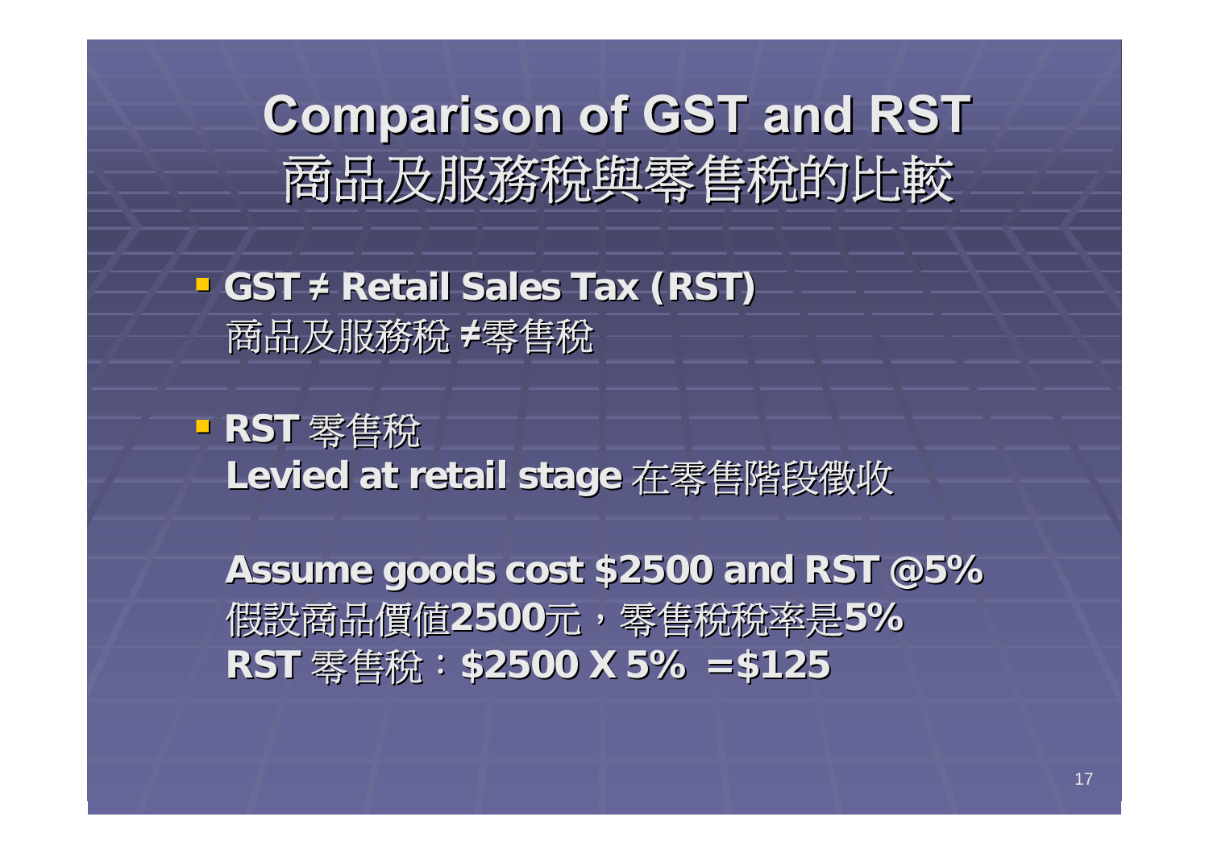# Comparison of GST and RST
# 商品及服務稅與零售稅的比較

- **GST ≠ Retail Sales Tax (RST)**
  商品及服務稅 **≠**零售稅

- **RST** 零售稅
  **Levied at retail stage** 在零售階段徵收

  **Assume goods cost $2500 and RST @5%**
  假設商品價值**2500**元，零售稅稅率是**5%**
  **RST** 零售稅：**$2500 X 5% =$125**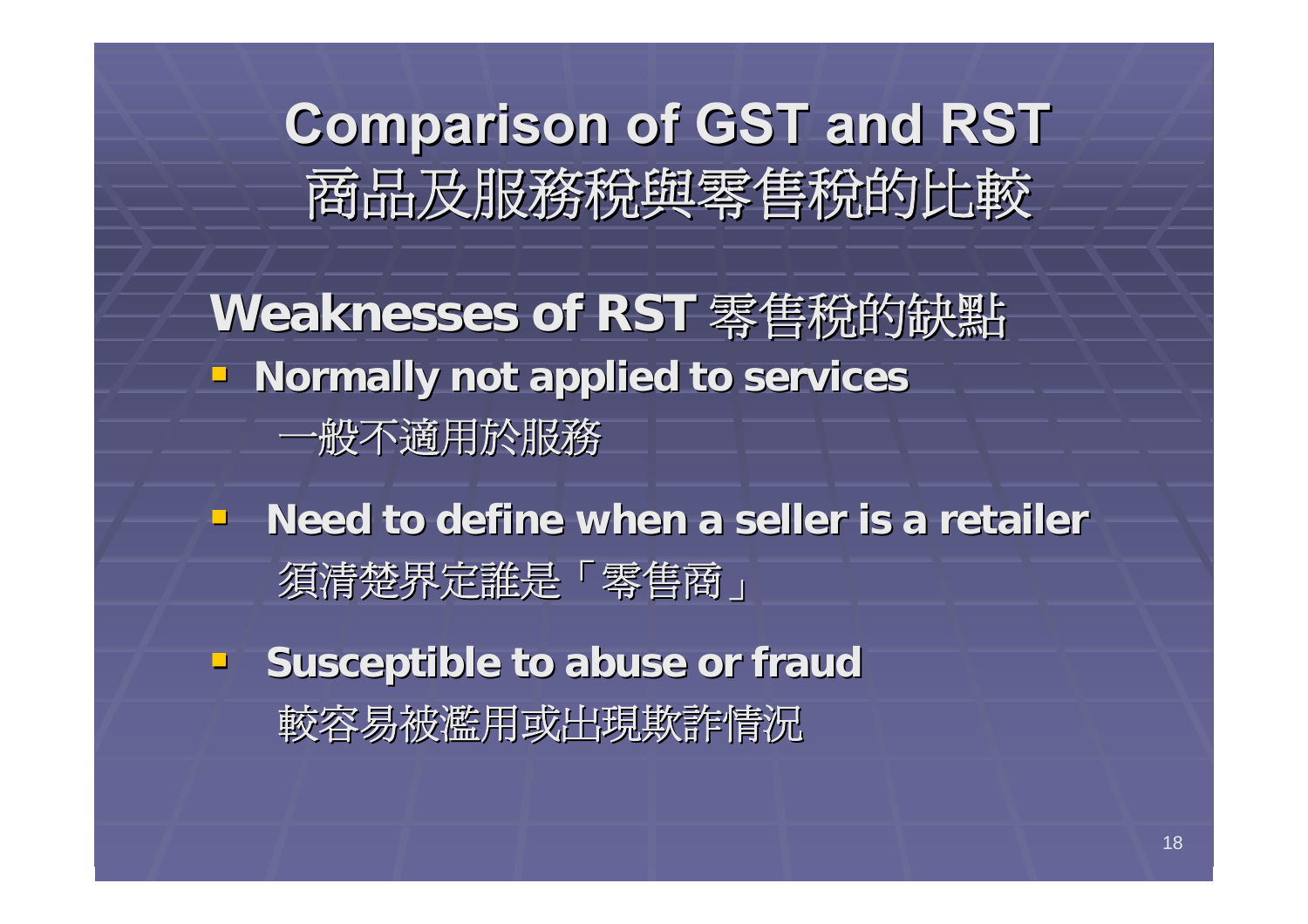# Comparison of GST and RST
# 商品及服務稅與零售稅的比較

## Weaknesses of RST 零售稅的缺點

- **Normally not applied to services**
  一般不適用於服務
- **Need to define when a seller is a retailer**
  須清楚界定誰是「零售商」
- **Susceptible to abuse or fraud**
  較容易被濫用或出現欺詐情況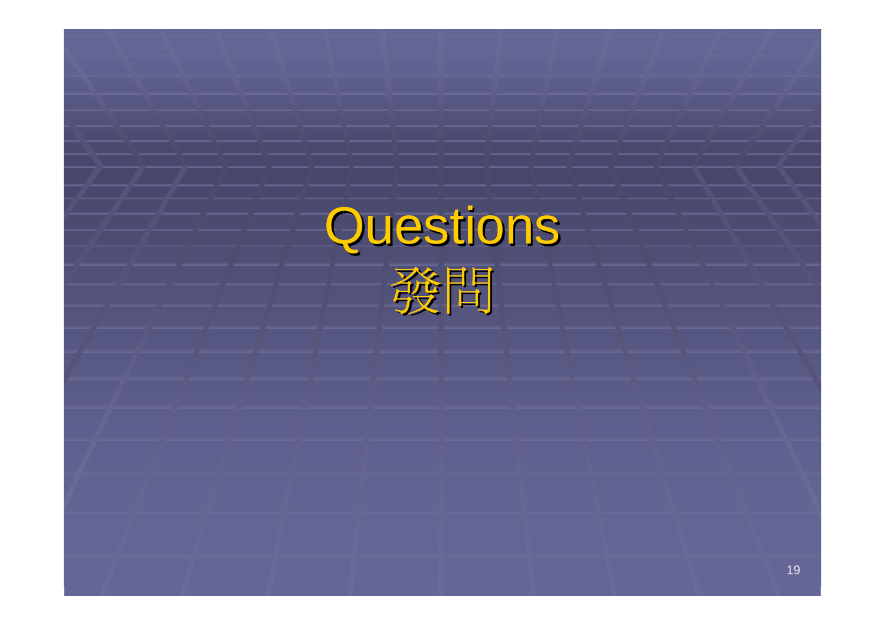# Questions

# 發問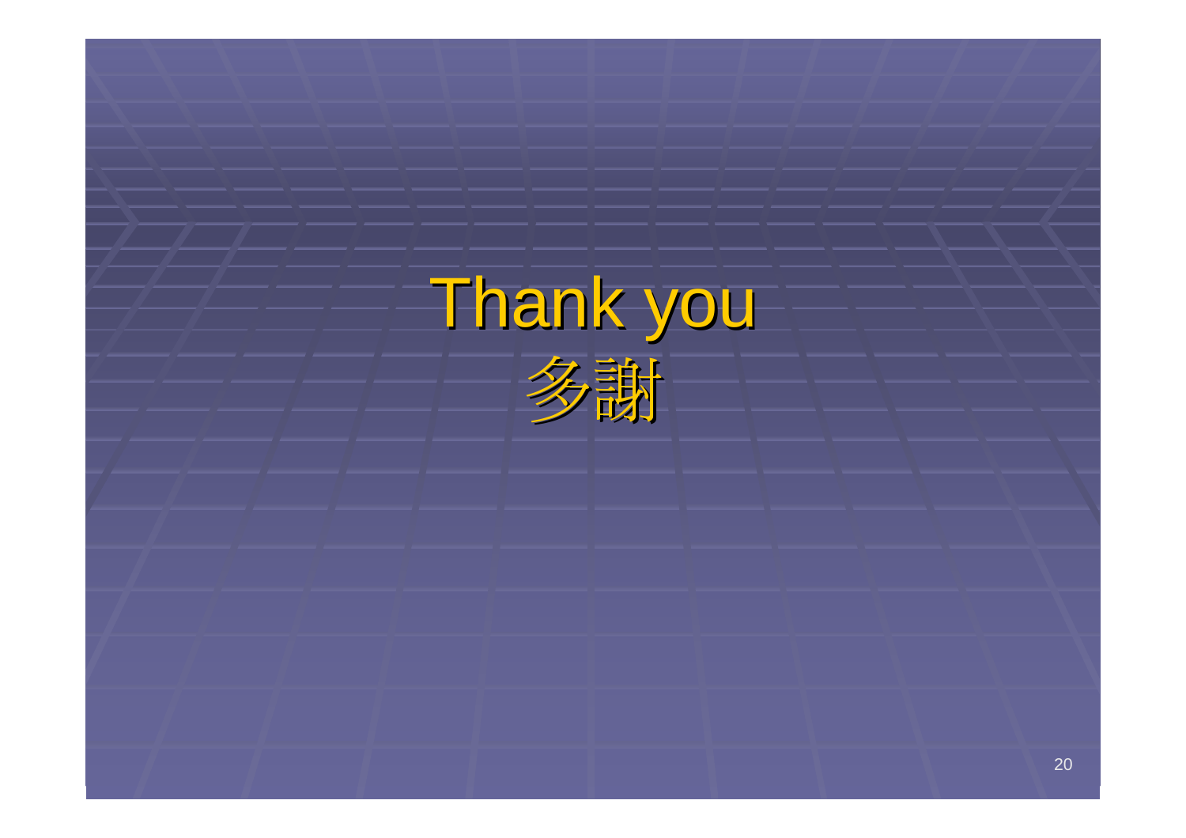# Thank you

# 多謝